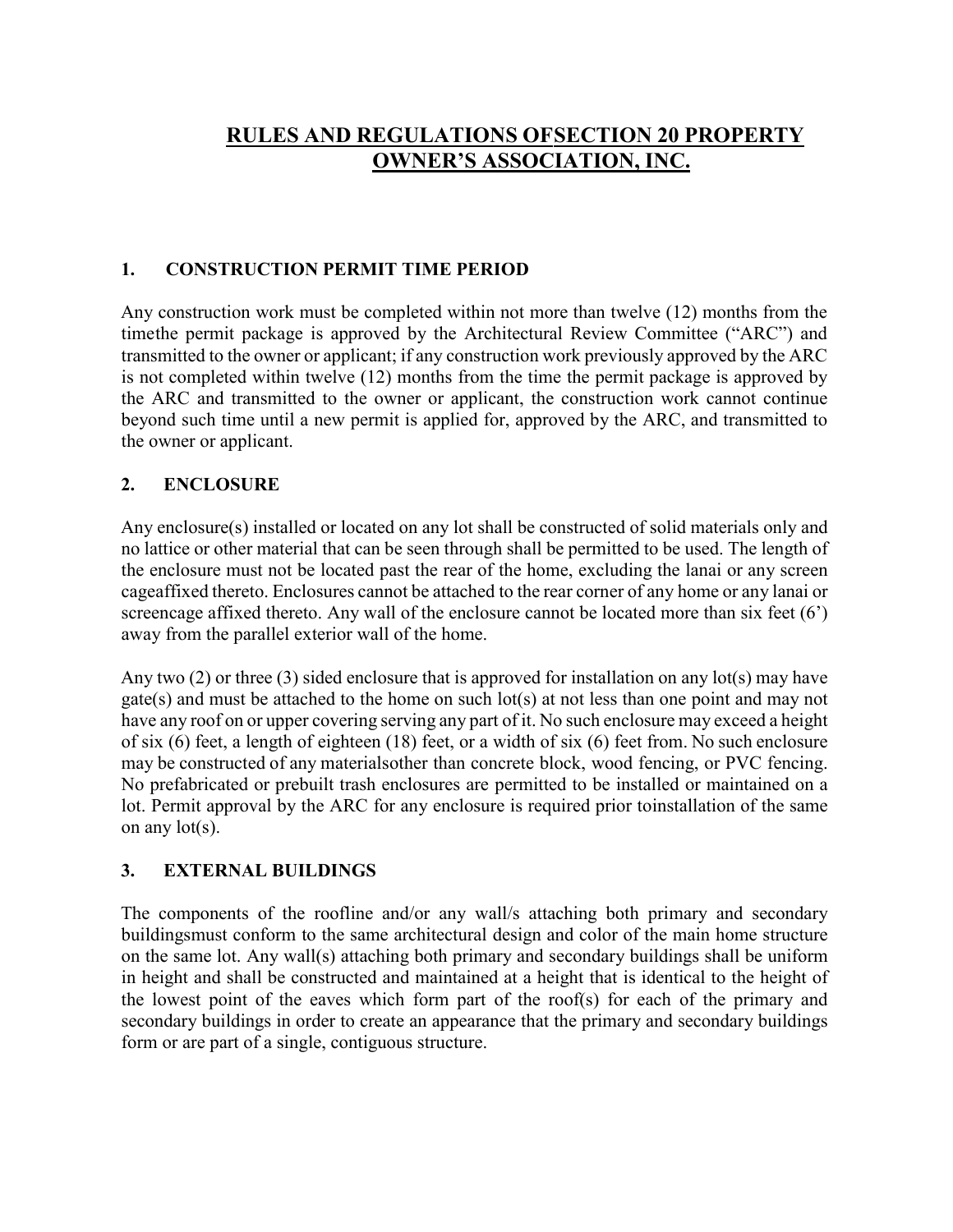# RULES AND REGULATIONS OFSECTION 20 PROPERTY OWNER'S ASSOCIATION, INC.

## 1. CONSTRUCTION PERMIT TIME PERIOD

Any construction work must be completed within not more than twelve (12) months from the timethe permit package is approved by the Architectural Review Committee ("ARC") and transmitted to the owner or applicant; if any construction work previously approved by the ARC is not completed within twelve (12) months from the time the permit package is approved by the ARC and transmitted to the owner or applicant, the construction work cannot continue beyond such time until a new permit is applied for, approved by the ARC, and transmitted to the owner or applicant.

## 2. ENCLOSURE

Any enclosure(s) installed or located on any lot shall be constructed of solid materials only and no lattice or other material that can be seen through shall be permitted to be used. The length of the enclosure must not be located past the rear of the home, excluding the lanai or any screen cageaffixed thereto. Enclosures cannot be attached to the rear corner of any home or any lanai or screencage affixed thereto. Any wall of the enclosure cannot be located more than six feet (6') away from the parallel exterior wall of the home.

Any two (2) or three (3) sided enclosure that is approved for installation on any lot(s) may have gate(s) and must be attached to the home on such lot(s) at not less than one point and may not have any roof on or upper covering serving any part of it. No such enclosure may exceed a height of six (6) feet, a length of eighteen (18) feet, or a width of six (6) feet from. No such enclosure may be constructed of any materialsother than concrete block, wood fencing, or PVC fencing. No prefabricated or prebuilt trash enclosures are permitted to be installed or maintained on a lot. Permit approval by the ARC for any enclosure is required prior toinstallation of the same on any lot(s).

## 3. EXTERNAL BUILDINGS

The components of the roofline and/or any wall/s attaching both primary and secondary buildingsmust conform to the same architectural design and color of the main home structure on the same lot. Any wall(s) attaching both primary and secondary buildings shall be uniform in height and shall be constructed and maintained at a height that is identical to the height of the lowest point of the eaves which form part of the roof(s) for each of the primary and secondary buildings in order to create an appearance that the primary and secondary buildings form or are part of a single, contiguous structure.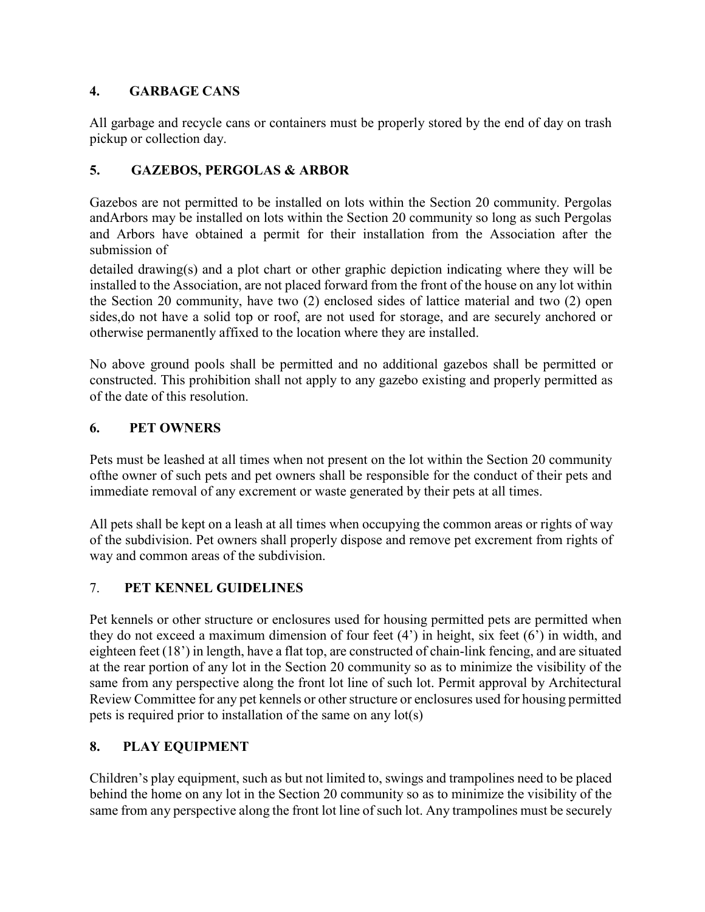## 4. GARBAGE CANS

All garbage and recycle cans or containers must be properly stored by the end of day on trash pickup or collection day.

## 5. GAZEBOS, PERGOLAS & ARBOR

Gazebos are not permitted to be installed on lots within the Section 20 community. Pergolas andArbors may be installed on lots within the Section 20 community so long as such Pergolas and Arbors have obtained a permit for their installation from the Association after the submission of

detailed drawing(s) and a plot chart or other graphic depiction indicating where they will be installed to the Association, are not placed forward from the front of the house on any lot within the Section 20 community, have two (2) enclosed sides of lattice material and two (2) open sides,do not have a solid top or roof, are not used for storage, and are securely anchored or otherwise permanently affixed to the location where they are installed.

No above ground pools shall be permitted and no additional gazebos shall be permitted or constructed. This prohibition shall not apply to any gazebo existing and properly permitted as of the date of this resolution.

## 6. PET OWNERS

Pets must be leashed at all times when not present on the lot within the Section 20 community ofthe owner of such pets and pet owners shall be responsible for the conduct of their pets and immediate removal of any excrement or waste generated by their pets at all times.

All pets shall be kept on a leash at all times when occupying the common areas or rights of way of the subdivision. Pet owners shall properly dispose and remove pet excrement from rights of way and common areas of the subdivision.

## 7. PET KENNEL GUIDELINES

Pet kennels or other structure or enclosures used for housing permitted pets are permitted when they do not exceed a maximum dimension of four feet (4') in height, six feet (6') in width, and eighteen feet (18') in length, have a flat top, are constructed of chain-link fencing, and are situated at the rear portion of any lot in the Section 20 community so as to minimize the visibility of the same from any perspective along the front lot line of such lot. Permit approval by Architectural Review Committee for any pet kennels or other structure or enclosures used for housing permitted pets is required prior to installation of the same on any lot(s)

## 8. PLAY EQUIPMENT

Children's play equipment, such as but not limited to, swings and trampolines need to be placed behind the home on any lot in the Section 20 community so as to minimize the visibility of the same from any perspective along the front lot line of such lot. Any trampolines must be securely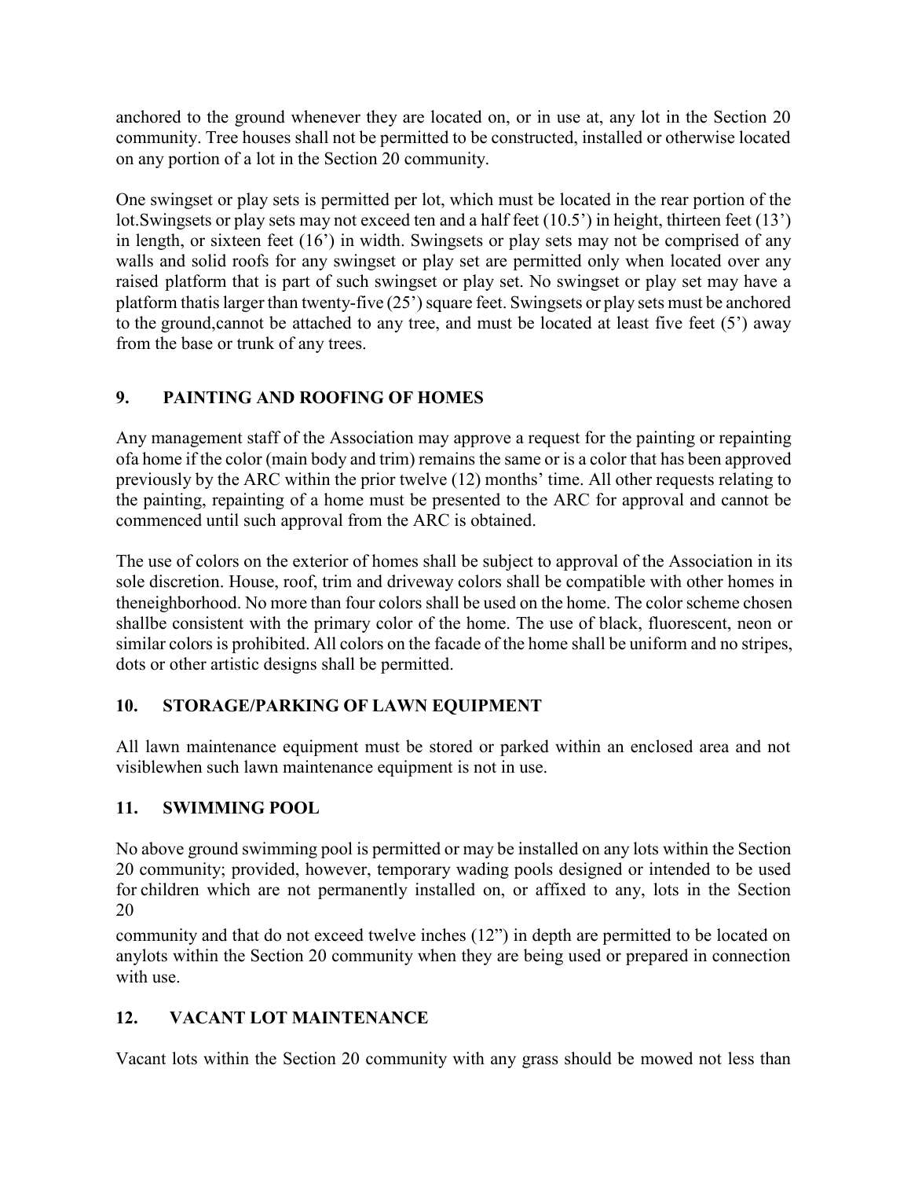anchored to the ground whenever they are located on, or in use at, any lot in the Section 20 community. Tree houses shall not be permitted to be constructed, installed or otherwise located on any portion of a lot in the Section 20 community.

One swingset or play sets is permitted per lot, which must be located in the rear portion of the lot.Swingsets or play sets may not exceed ten and a half feet (10.5') in height, thirteen feet (13') in length, or sixteen feet (16') in width. Swingsets or play sets may not be comprised of any walls and solid roofs for any swingset or play set are permitted only when located over any raised platform that is part of such swingset or play set. No swingset or play set may have a platform thatis larger than twenty-five (25') square feet. Swingsets or play sets must be anchored to the ground,cannot be attached to any tree, and must be located at least five feet (5') away from the base or trunk of any trees.

## 9. PAINTING AND ROOFING OF HOMES

Any management staff of the Association may approve a request for the painting or repainting ofa home if the color (main body and trim) remains the same or is a color that has been approved previously by the ARC within the prior twelve (12) months' time. All other requests relating to the painting, repainting of a home must be presented to the ARC for approval and cannot be commenced until such approval from the ARC is obtained.

The use of colors on the exterior of homes shall be subject to approval of the Association in its sole discretion. House, roof, trim and driveway colors shall be compatible with other homes in theneighborhood. No more than four colors shall be used on the home. The color scheme chosen shallbe consistent with the primary color of the home. The use of black, fluorescent, neon or similar colors is prohibited. All colors on the facade of the home shall be uniform and no stripes, dots or other artistic designs shall be permitted.

## 10. STORAGE/PARKING OF LAWN EQUIPMENT

All lawn maintenance equipment must be stored or parked within an enclosed area and not visiblewhen such lawn maintenance equipment is not in use.

## 11. SWIMMING POOL

No above ground swimming pool is permitted or may be installed on any lots within the Section 20 community; provided, however, temporary wading pools designed or intended to be used for children which are not permanently installed on, or affixed to any, lots in the Section 20 community and that do not exceed twelve inches (12") in depth are permitted to be located on anylots within the Section 20 community when they are being used or prepared in connection with use.

## 12. VACANT LOT MAINTENANCE

Vacant lots within the Section 20 community with any grass should be mowed not less than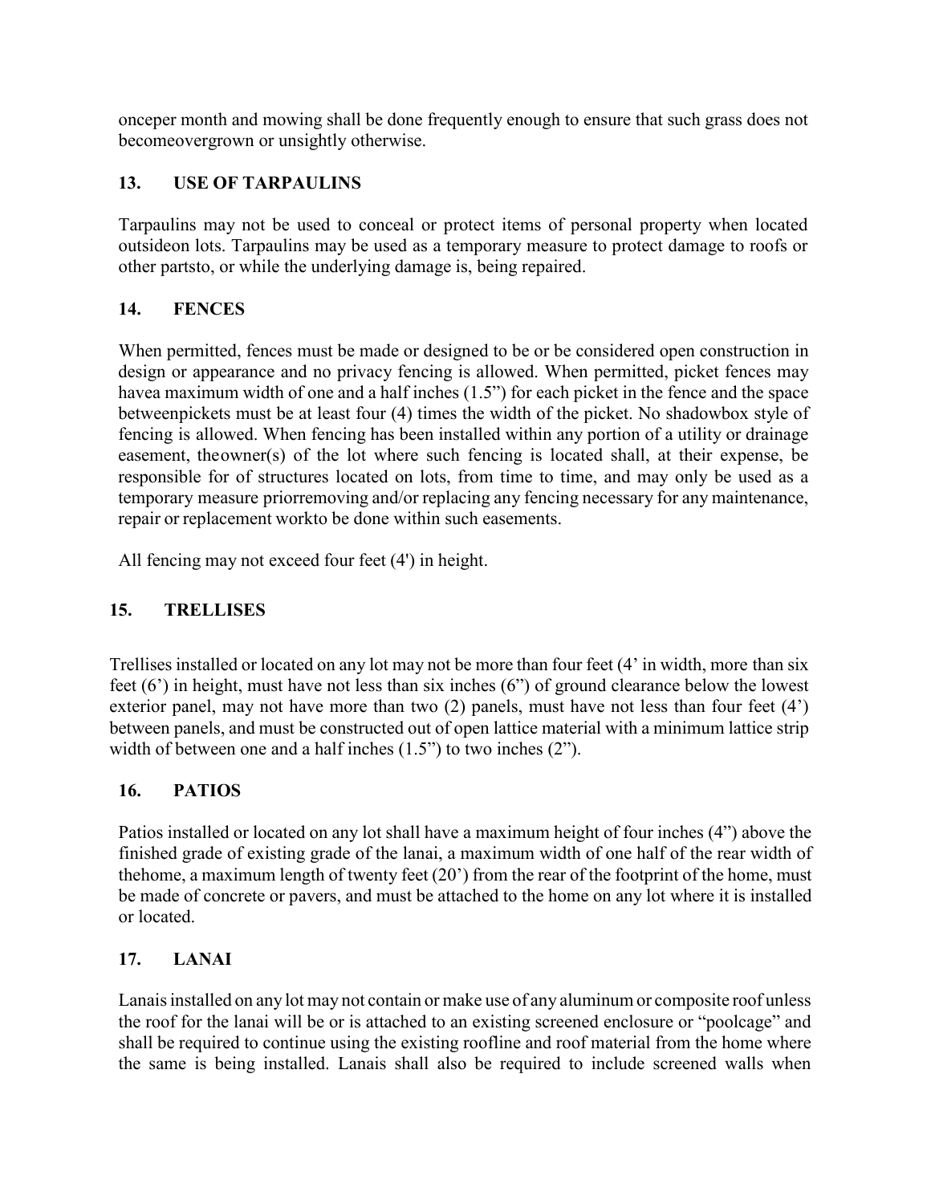onceper month and mowing shall be done frequently enough to ensure that such grass does not becomeovergrown or unsightly otherwise.

## 13. USE OF TARPAULINS

Tarpaulins may not be used to conceal or protect items of personal property when located outsideon lots. Tarpaulins may be used as a temporary measure to protect damage to roofs or other partsto, or while the underlying damage is, being repaired.

## 14. FENCES

When permitted, fences must be made or designed to be or be considered open construction in design or appearance and no privacy fencing is allowed. When permitted, picket fences may havea maximum width of one and a half inches (1.5") for each picket in the fence and the space betweenpickets must be at least four (4) times the width of the picket. No shadowbox style of fencing is allowed. When fencing has been installed within any portion of a utility or drainage easement, theowner(s) of the lot where such fencing is located shall, at their expense, be responsible for of structures located on lots, from time to time, and may only be used as a temporary measure priorremoving and/or replacing any fencing necessary for any maintenance, repair or replacement workto be done within such easements.

All fencing may not exceed four feet (4') in height.

## 15. TRELLISES

Trellises installed or located on any lot may not be more than four feet (4' in width, more than six feet (6') in height, must have not less than six inches (6") of ground clearance below the lowest exterior panel, may not have more than two (2) panels, must have not less than four feet (4') between panels, and must be constructed out of open lattice material with a minimum lattice strip width of between one and a half inches (1.5") to two inches (2").

## 16. PATIOS

Patios installed or located on any lot shall have a maximum height of four inches (4") above the finished grade of existing grade of the lanai, a maximum width of one half of the rear width of thehome, a maximum length of twenty feet (20') from the rear of the footprint of the home, must be made of concrete or pavers, and must be attached to the home on any lot where it is installed or located.

## 17. LANAI

Lanais installed on any lot may not contain or make use of any aluminum or composite roof unless the roof for the lanai will be or is attached to an existing screened enclosure or "poolcage" and shall be required to continue using the existing roofline and roof material from the home where the same is being installed. Lanais shall also be required to include screened walls when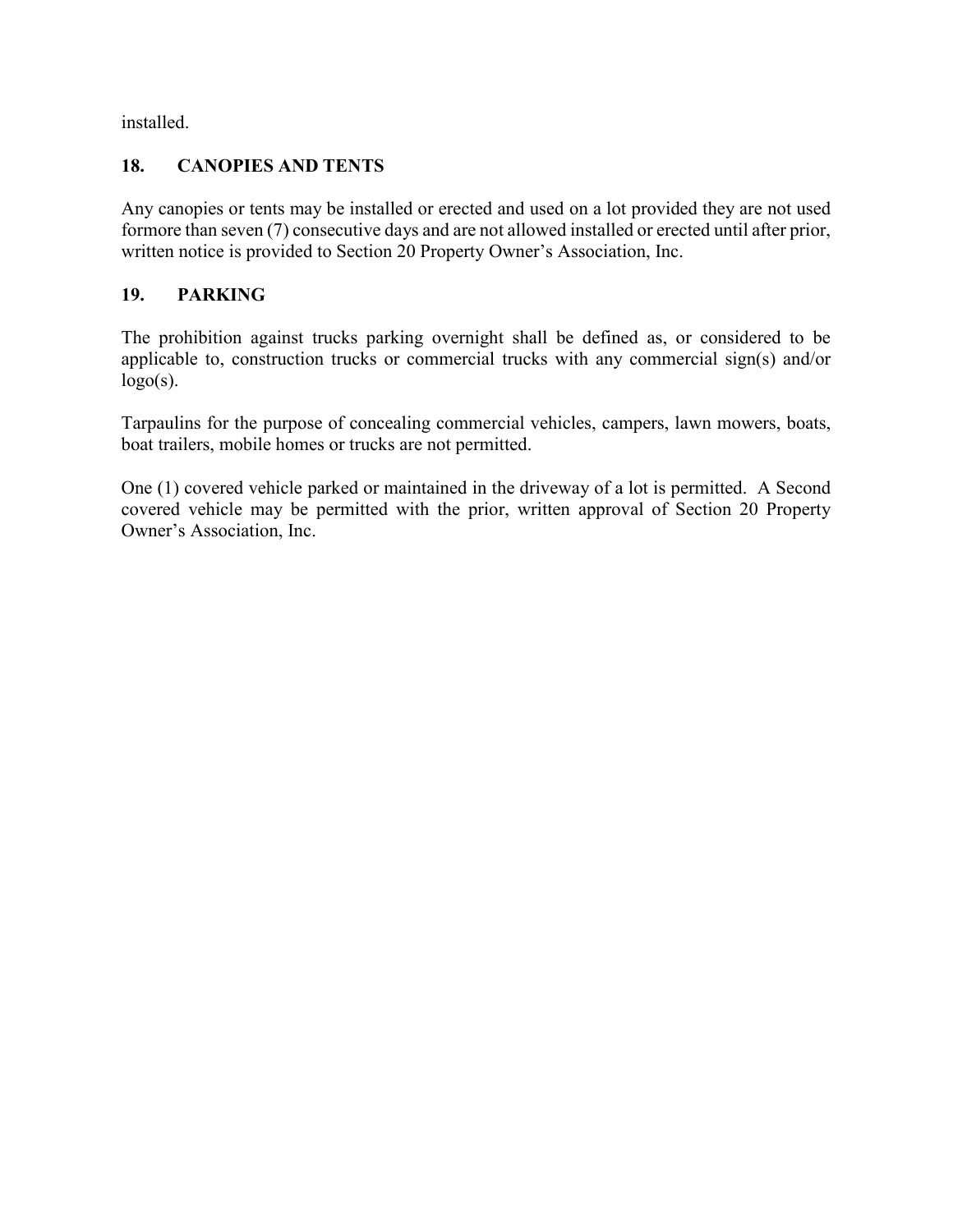installed.

## 18. CANOPIES AND TENTS

Any canopies or tents may be installed or erected and used on a lot provided they are not used formore than seven (7) consecutive days and are not allowed installed or erected until after prior, written notice is provided to Section 20 Property Owner's Association, Inc.

## 19. PARKING

The prohibition against trucks parking overnight shall be defined as, or considered to be applicable to, construction trucks or commercial trucks with any commercial sign(s) and/or logo(s).

Tarpaulins for the purpose of concealing commercial vehicles, campers, lawn mowers, boats, boat trailers, mobile homes or trucks are not permitted.

One (1) covered vehicle parked or maintained in the driveway of a lot is permitted. A Second covered vehicle may be permitted with the prior, written approval of Section 20 Property Owner's Association, Inc.